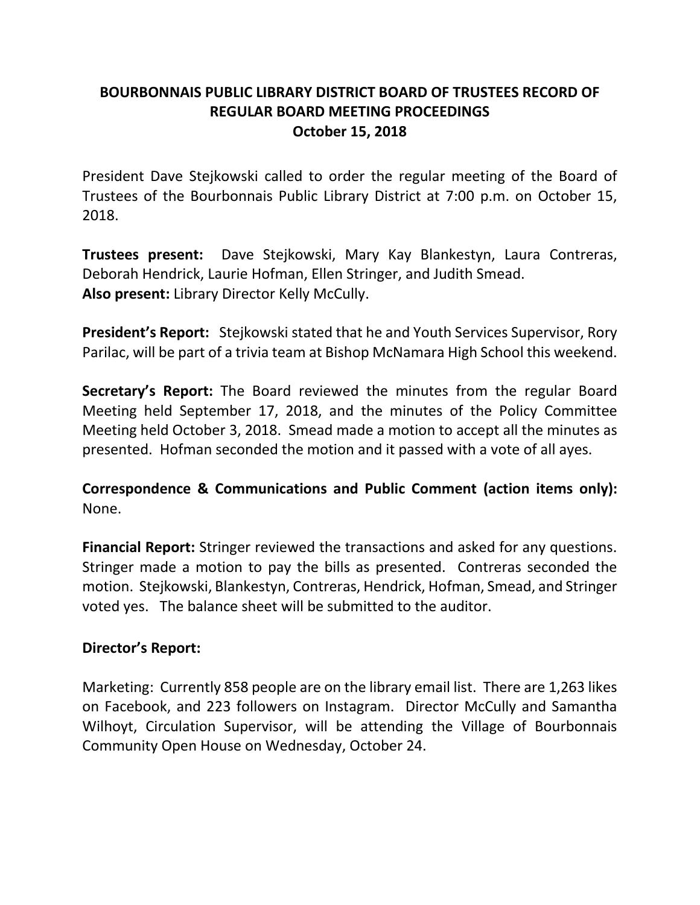# BOURBONNAIS PUBLIC LIBRARY DISTRICT BOARD OF TRUSTEES RECORD OF REGULAR BOARD MEETING PROCEEDINGS
## October 15, 2018

President Dave Stejkowski called to order the regular meeting of the Board of Trustees of the Bourbonnais Public Library District at 7:00 p.m. on October 15, 2018.

**Trustees present:** Dave Stejkowski, Mary Kay Blankestyn, Laura Contreras, Deborah Hendrick, Laurie Hofman, Ellen Stringer, and Judith Smead.
**Also present:** Library Director Kelly McCully.

**President's Report:** Stejkowski stated that he and Youth Services Supervisor, Rory Parilac, will be part of a trivia team at Bishop McNamara High School this weekend.

**Secretary's Report:** The Board reviewed the minutes from the regular Board Meeting held September 17, 2018, and the minutes of the Policy Committee Meeting held October 3, 2018. Smead made a motion to accept all the minutes as presented. Hofman seconded the motion and it passed with a vote of all ayes.

**Correspondence & Communications and Public Comment (action items only):** None.

**Financial Report:** Stringer reviewed the transactions and asked for any questions. Stringer made a motion to pay the bills as presented. Contreras seconded the motion. Stejkowski, Blankestyn, Contreras, Hendrick, Hofman, Smead, and Stringer voted yes. The balance sheet will be submitted to the auditor.

**Director's Report:**

Marketing: Currently 858 people are on the library email list. There are 1,263 likes on Facebook, and 223 followers on Instagram. Director McCully and Samantha Wilhoyt, Circulation Supervisor, will be attending the Village of Bourbonnais Community Open House on Wednesday, October 24.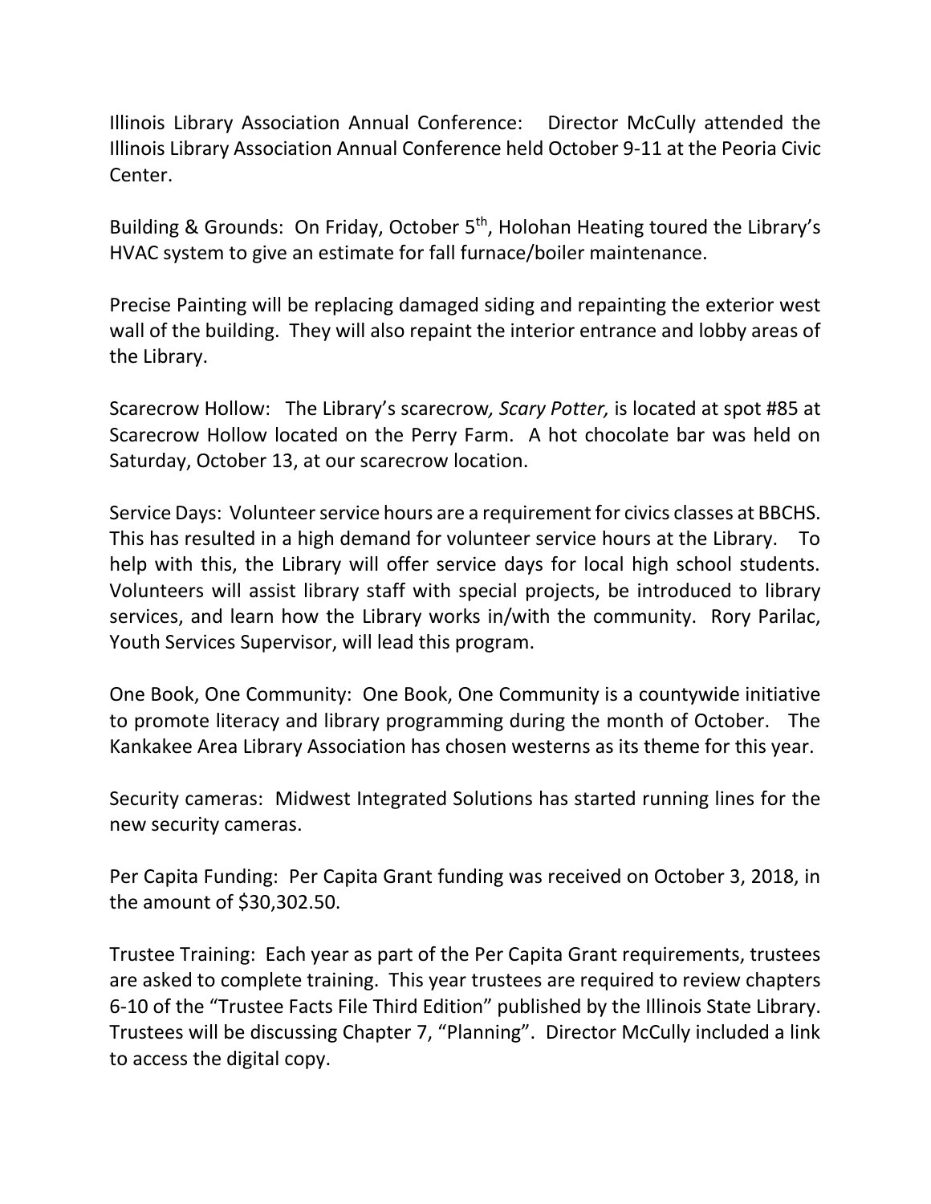Illinois Library Association Annual Conference: Director McCully attended the Illinois Library Association Annual Conference held October 9-11 at the Peoria Civic Center.

Building & Grounds: On Friday, October 5th, Holohan Heating toured the Library's HVAC system to give an estimate for fall furnace/boiler maintenance.

Precise Painting will be replacing damaged siding and repainting the exterior west wall of the building. They will also repaint the interior entrance and lobby areas of the Library.

Scarecrow Hollow: The Library's scarecrow*, Scary Potter,* is located at spot #85 at Scarecrow Hollow located on the Perry Farm. A hot chocolate bar was held on Saturday, October 13, at our scarecrow location.

Service Days: Volunteer service hours are a requirement for civics classes at BBCHS. This has resulted in a high demand for volunteer service hours at the Library. To help with this, the Library will offer service days for local high school students. Volunteers will assist library staff with special projects, be introduced to library services, and learn how the Library works in/with the community. Rory Parilac, Youth Services Supervisor, will lead this program.

One Book, One Community: One Book, One Community is a countywide initiative to promote literacy and library programming during the month of October. The Kankakee Area Library Association has chosen westerns as its theme for this year.

Security cameras: Midwest Integrated Solutions has started running lines for the new security cameras.

Per Capita Funding: Per Capita Grant funding was received on October 3, 2018, in the amount of $30,302.50.

Trustee Training: Each year as part of the Per Capita Grant requirements, trustees are asked to complete training. This year trustees are required to review chapters 6-10 of the "Trustee Facts File Third Edition" published by the Illinois State Library. Trustees will be discussing Chapter 7, "Planning". Director McCully included a link to access the digital copy.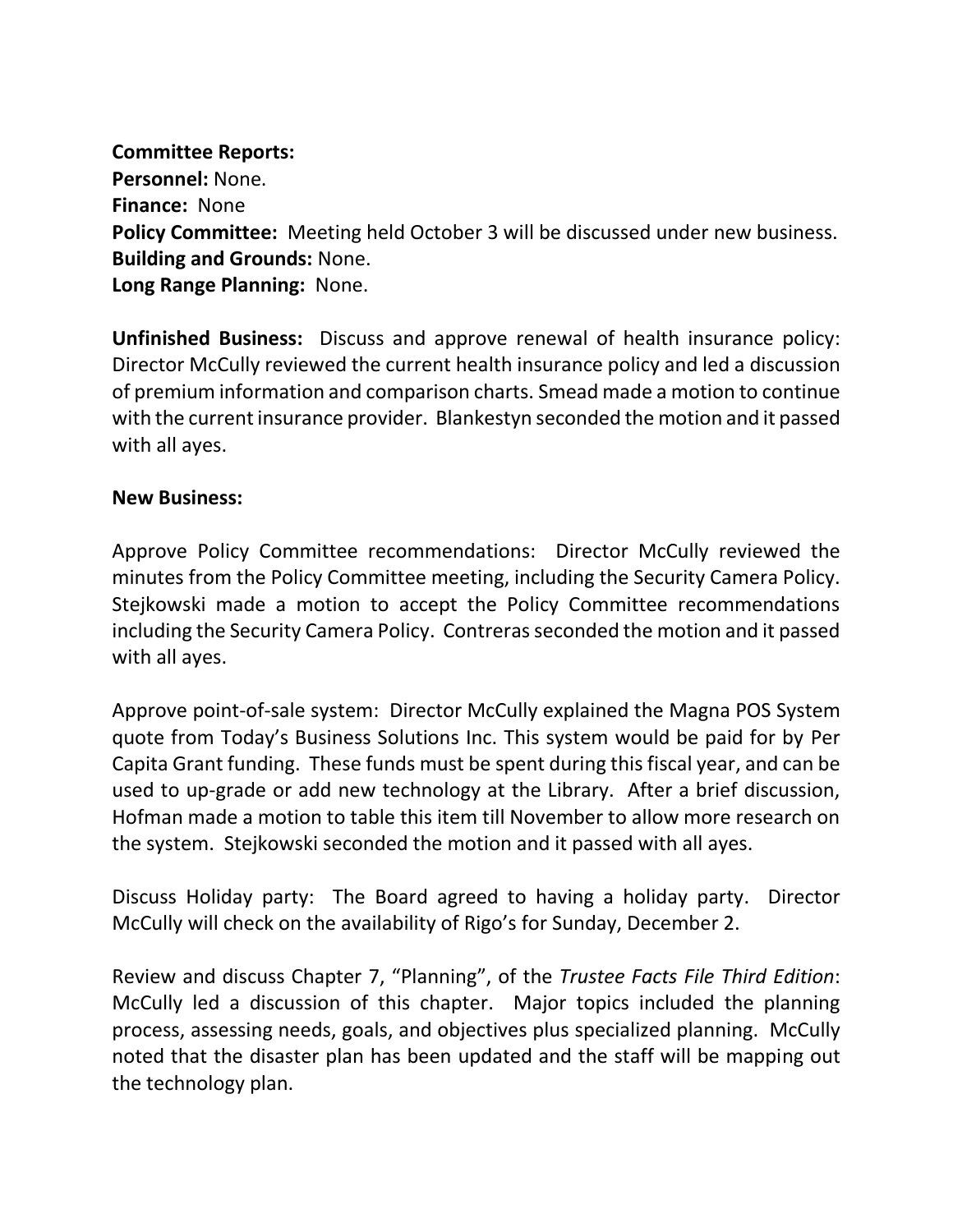**Committee Reports:**
**Personnel:** None.
**Finance:** None
**Policy Committee:** Meeting held October 3 will be discussed under new business.
**Building and Grounds:** None.
**Long Range Planning:** None.

**Unfinished Business:** Discuss and approve renewal of health insurance policy: Director McCully reviewed the current health insurance policy and led a discussion of premium information and comparison charts. Smead made a motion to continue with the current insurance provider. Blankestyn seconded the motion and it passed with all ayes.

**New Business:**

Approve Policy Committee recommendations: Director McCully reviewed the minutes from the Policy Committee meeting, including the Security Camera Policy. Stejkowski made a motion to accept the Policy Committee recommendations including the Security Camera Policy. Contreras seconded the motion and it passed with all ayes.

Approve point-of-sale system: Director McCully explained the Magna POS System quote from Today's Business Solutions Inc. This system would be paid for by Per Capita Grant funding. These funds must be spent during this fiscal year, and can be used to up-grade or add new technology at the Library. After a brief discussion, Hofman made a motion to table this item till November to allow more research on the system. Stejkowski seconded the motion and it passed with all ayes.

Discuss Holiday party: The Board agreed to having a holiday party. Director McCully will check on the availability of Rigo's for Sunday, December 2.

Review and discuss Chapter 7, "Planning", of the *Trustee Facts File Third Edition*: McCully led a discussion of this chapter. Major topics included the planning process, assessing needs, goals, and objectives plus specialized planning. McCully noted that the disaster plan has been updated and the staff will be mapping out the technology plan.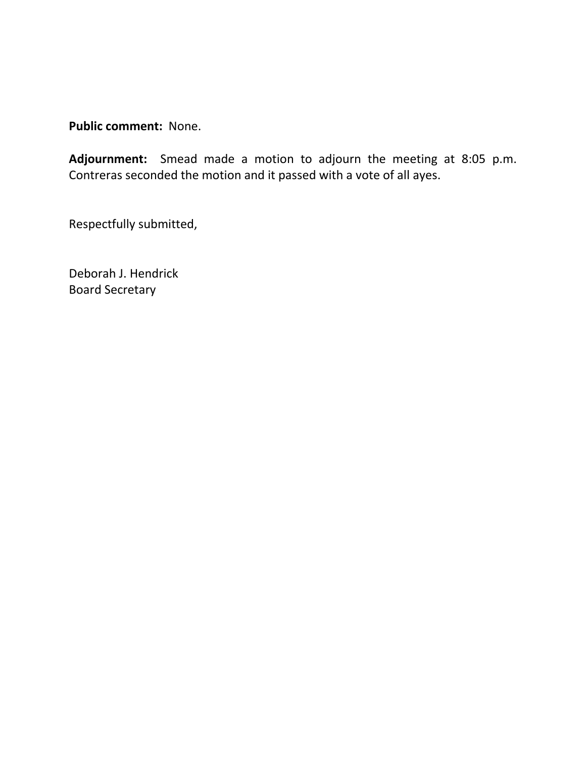**Public comment:** None.

**Adjournment:** Smead made a motion to adjourn the meeting at 8:05 p.m. Contreras seconded the motion and it passed with a vote of all ayes.

Respectfully submitted,

Deborah J. Hendrick
Board Secretary